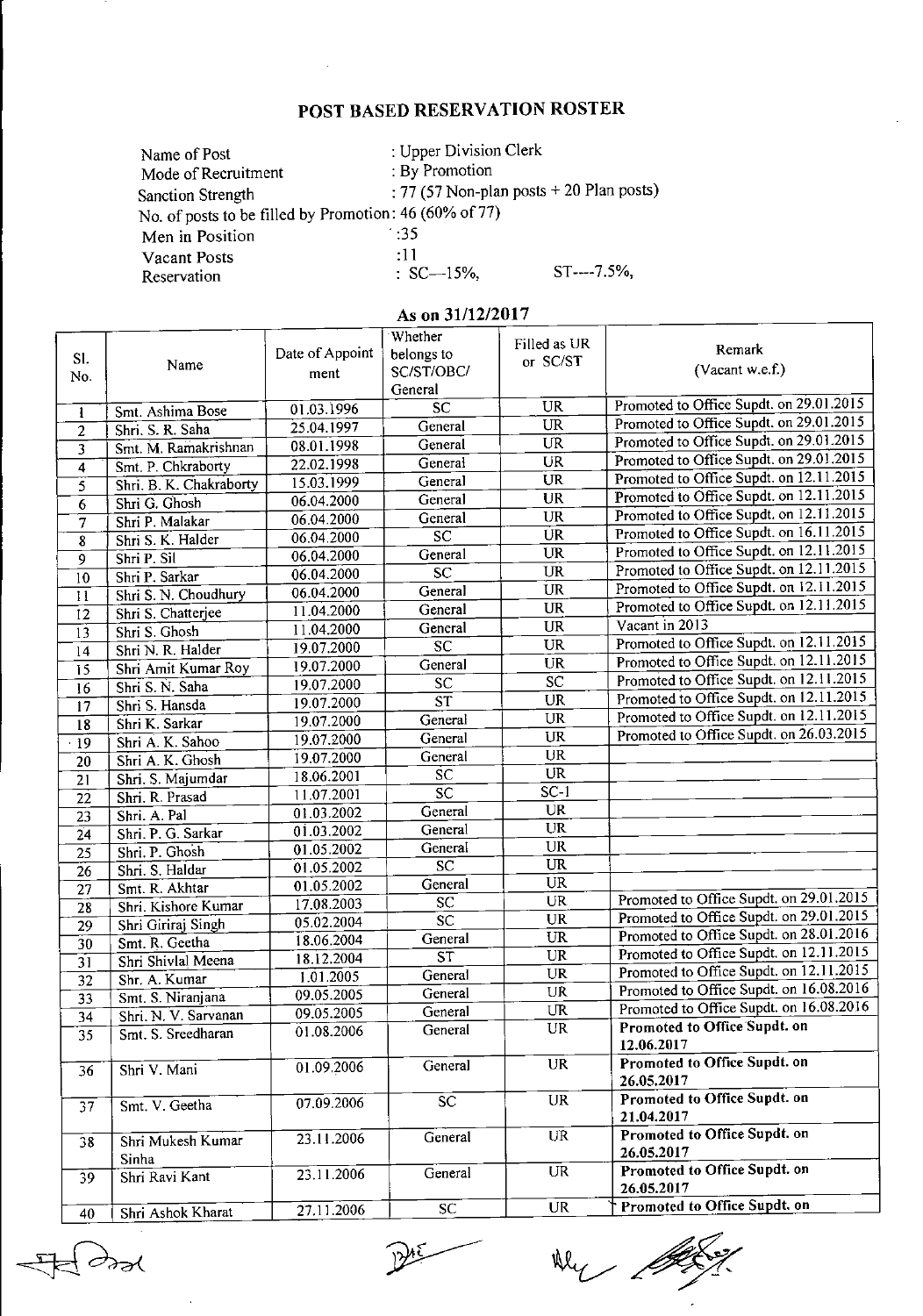# POST BASED RESERVATION ROSTER

Name of Post : Upper Division Clerk
Mode of Recruitment : By Promotion
Sanction Strength : 77 (57 Non-plan posts + 20 Plan posts)
No. of posts to be filled by Promotion: 46 (60% of 77)
Men in Position :35
Vacant Posts :11
Reservation : SC—15%, ST----7.5%,

## As on 31/12/2017

| Sl. No. | Name | Date of Appointment | Whether belongs to SC/ST/OBC/ General | Filled as UR or SC/ST | Remark (Vacant w.e.f.) |
|---|---|---|---|---|---|
| 1 | Smt. Ashima Bose | 01.03.1996 | SC | UR | Promoted to Office Supdt. on 29.01.2015 |
| 2 | Shri. S. R. Saha | 25.04.1997 | General | UR | Promoted to Office Supdt. on 29.01.2015 |
| 3 | Smt. M. Ramakrishnan | 08.01.1998 | General | UR | Promoted to Office Supdt. on 29.01.2015 |
| 4 | Smt. P. Chkraborty | 22.02.1998 | General | UR | Promoted to Office Supdt. on 29.01.2015 |
| 5 | Shri. B. K. Chakraborty | 15.03.1999 | General | UR | Promoted to Office Supdt. on 12.11.2015 |
| 6 | Shri G. Ghosh | 06.04.2000 | General | UR | Promoted to Office Supdt. on 12.11.2015 |
| 7 | Shri P. Malakar | 06.04.2000 | General | UR | Promoted to Office Supdt. on 12.11.2015 |
| 8 | Shri S. K. Halder | 06.04.2000 | SC | UR | Promoted to Office Supdt. on 16.11.2015 |
| 9 | Shri P. Sil | 06.04.2000 | General | UR | Promoted to Office Supdt. on 12.11.2015 |
| 10 | Shri P. Sarkar | 06.04.2000 | SC | UR | Promoted to Office Supdt. on 12.11.2015 |
| 11 | Shri S. N. Choudhury | 06.04.2000 | General | UR | Promoted to Office Supdt. on 12.11.2015 |
| 12 | Shri S. Chatterjee | 11.04.2000 | General | UR | Promoted to Office Supdt. on 12.11.2015 |
| 13 | Shri S. Ghosh | 11.04.2000 | General | UR | Vacant in 2013 |
| 14 | Shri N. R. Halder | 19.07.2000 | SC | UR | Promoted to Office Supdt. on 12.11.2015 |
| 15 | Shri Amit Kumar Roy | 19.07.2000 | General | UR | Promoted to Office Supdt. on 12.11.2015 |
| 16 | Shri S. N. Saha | 19.07.2000 | SC | SC | Promoted to Office Supdt. on 12.11.2015 |
| 17 | Shri S. Hansda | 19.07.2000 | ST | UR | Promoted to Office Supdt. on 12.11.2015 |
| 18 | Shri K. Sarkar | 19.07.2000 | General | UR | Promoted to Office Supdt. on 12.11.2015 |
| 19 | Shri A. K. Sahoo | 19.07.2000 | General | UR | Promoted to Office Supdt. on 26.03.2015 |
| 20 | Shri A. K. Ghosh | 19.07.2000 | General | UR | |
| 21 | Shri. S. Majumdar | 18.06.2001 | SC | UR | |
| 22 | Shri. R. Prasad | 11.07.2001 | SC | SC-1 | |
| 23 | Shri. A. Pal | 01.03.2002 | General | UR | |
| 24 | Shri. P. G. Sarkar | 01.03.2002 | General | UR | |
| 25 | Shri. P. Ghosh | 01.05.2002 | General | UR | |
| 26 | Shri. S. Haldar | 01.05.2002 | SC | UR | |
| 27 | Smt. R. Akhtar | 01.05.2002 | General | UR | |
| 28 | Shri. Kishore Kumar | 17.08.2003 | SC | UR | Promoted to Office Supdt. on 29.01.2015 |
| 29 | Shri Giriraj Singh | 05.02.2004 | SC | UR | Promoted to Office Supdt. on 29.01.2015 |
| 30 | Smt. R. Geetha | 18.06.2004 | General | UR | Promoted to Office Supdt. on 28.01.2016 |
| 31 | Shri Shivlal Meena | 18.12.2004 | ST | UR | Promoted to Office Supdt. on 12.11.2015 |
| 32 | Shr. A. Kumar | 1.01.2005 | General | UR | Promoted to Office Supdt. on 12.11.2015 |
| 33 | Smt. S. Niranjana | 09.05.2005 | General | UR | Promoted to Office Supdt. on 16.08.2016 |
| 34 | Shri. N. V. Sarvanan | 09.05.2005 | General | UR | Promoted to Office Supdt. on 16.08.2016 |
| 35 | Smt. S. Sreedharan | 01.08.2006 | General | UR | **Promoted to Office Supdt. on 12.06.2017** |
| 36 | Shri V. Mani | 01.09.2006 | General | UR | **Promoted to Office Supdt. on 26.05.2017** |
| 37 | Smt. V. Geetha | 07.09.2006 | SC | UR | **Promoted to Office Supdt. on 21.04.2017** |
| 38 | Shri Mukesh Kumar Sinha | 23.11.2006 | General | UR | **Promoted to Office Supdt. on 26.05.2017** |
| 39 | Shri Ravi Kant | 23.11.2006 | General | UR | **Promoted to Office Supdt. on 26.05.2017** |
| 40 | Shri Ashok Kharat | 27.11.2006 | SC | UR | **Promoted to Office Supdt. on** |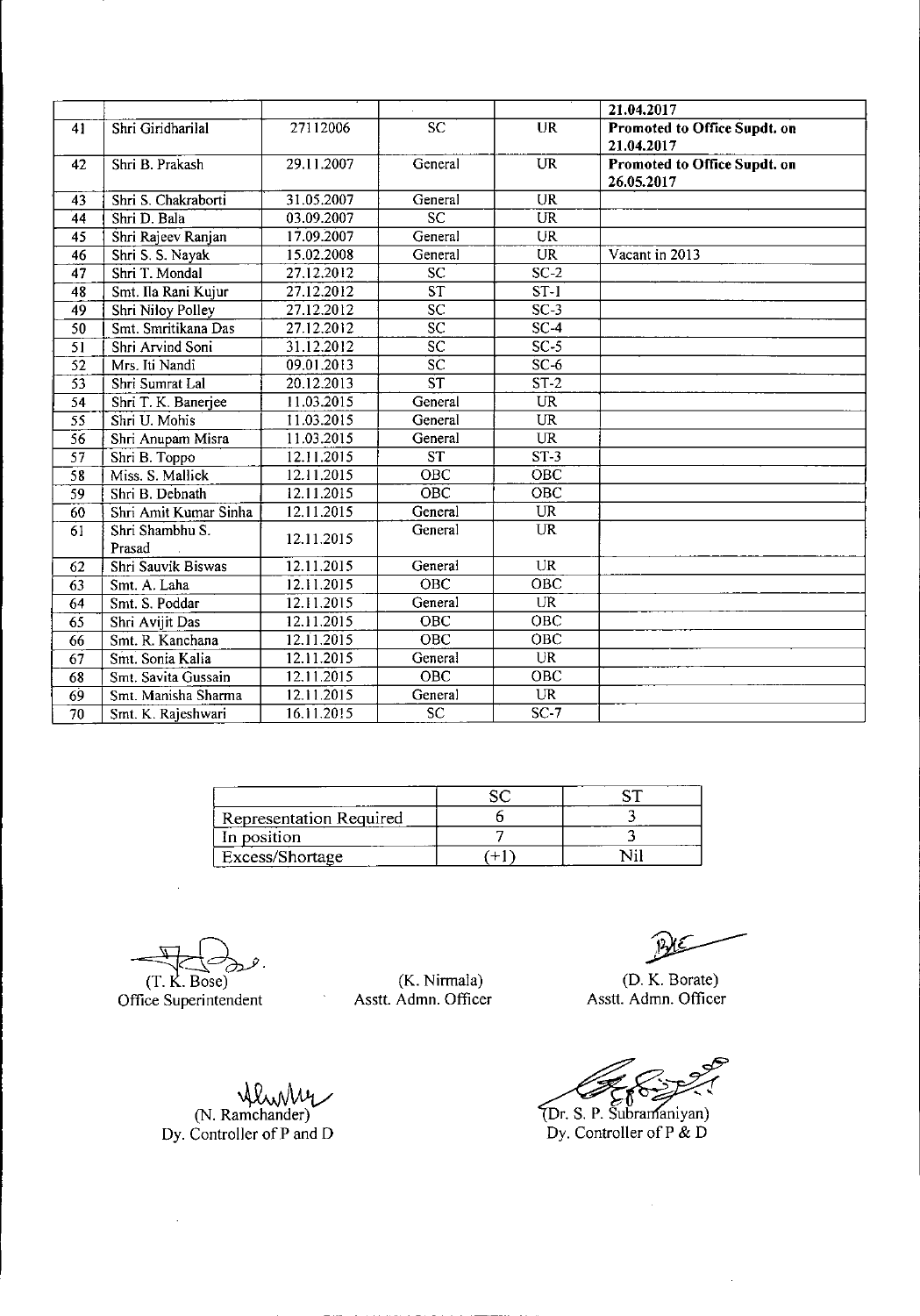| | | | | | |
|---|---|---|---|---|---|
| | | | | | 21.04.2017 |
| 41 | Shri Giridharilal | 27112006 | SC | UR | **Promoted to Office Supdt. on 21.04.2017** |
| 42 | Shri B. Prakash | 29.11.2007 | General | UR | **Promoted to Office Supdt. on 26.05.2017** |
| 43 | Shri S. Chakraborti | 31.05.2007 | General | UR | |
| 44 | Shri D. Bala | 03.09.2007 | SC | UR | |
| 45 | Shri Rajeev Ranjan | 17.09.2007 | General | UR | |
| 46 | Shri S. S. Nayak | 15.02.2008 | General | UR | Vacant in 2013 |
| 47 | Shri T. Mondal | 27.12.2012 | SC | SC-2 | |
| 48 | Smt. Ila Rani Kujur | 27.12.2012 | ST | ST-1 | |
| 49 | Shri Niloy Polley | 27.12.2012 | SC | SC-3 | |
| 50 | Smt. Smritikana Das | 27.12.2012 | SC | SC-4 | |
| 51 | Shri Arvind Soni | 31.12.2012 | SC | SC-5 | |
| 52 | Mrs. Iti Nandi | 09.01.2013 | SC | SC-6 | |
| 53 | Shri Sumrat Lal | 20.12.2013 | ST | ST-2 | |
| 54 | Shri T. K. Banerjee | 11.03.2015 | General | UR | |
| 55 | Shri U. Mohis | 11.03.2015 | General | UR | |
| 56 | Shri Anupam Misra | 11.03.2015 | General | UR | |
| 57 | Shri B. Toppo | 12.11.2015 | ST | ST-3 | |
| 58 | Miss. S. Mallick | 12.11.2015 | OBC | OBC | |
| 59 | Shri B. Debnath | 12.11.2015 | OBC | OBC | |
| 60 | Shri Amit Kumar Sinha | 12.11.2015 | General | UR | |
| 61 | Shri Shambhu S. Prasad | 12.11.2015 | General | UR | |
| 62 | Shri Sauvik Biswas | 12.11.2015 | General | UR | |
| 63 | Smt. A. Laha | 12.11.2015 | OBC | OBC | |
| 64 | Smt. S. Poddar | 12.11.2015 | General | UR | |
| 65 | Shri Avijit Das | 12.11.2015 | OBC | OBC | |
| 66 | Smt. R. Kanchana | 12.11.2015 | OBC | OBC | |
| 67 | Smt. Sonia Kalia | 12.11.2015 | General | UR | |
| 68 | Smt. Savita Gussain | 12.11.2015 | OBC | OBC | |
| 69 | Smt. Manisha Sharma | 12.11.2015 | General | UR | |
| 70 | Smt. K. Rajeshwari | 16.11.2015 | SC | SC-7 | |

| | SC | ST |
|---|---|---|
| Representation Required | 6 | 3 |
| In position | 7 | 3 |
| Excess/Shortage | (+1) | Nil |

(T. K. Bose)
Office Superintendent

(K. Nirmala)
Asstt. Admn. Officer

(D. K. Borate)
Asstt. Admn. Officer

(N. Ramchander)
Dy. Controller of P and D

(Dr. S. P. Subramaniyan)
Dy. Controller of P & D